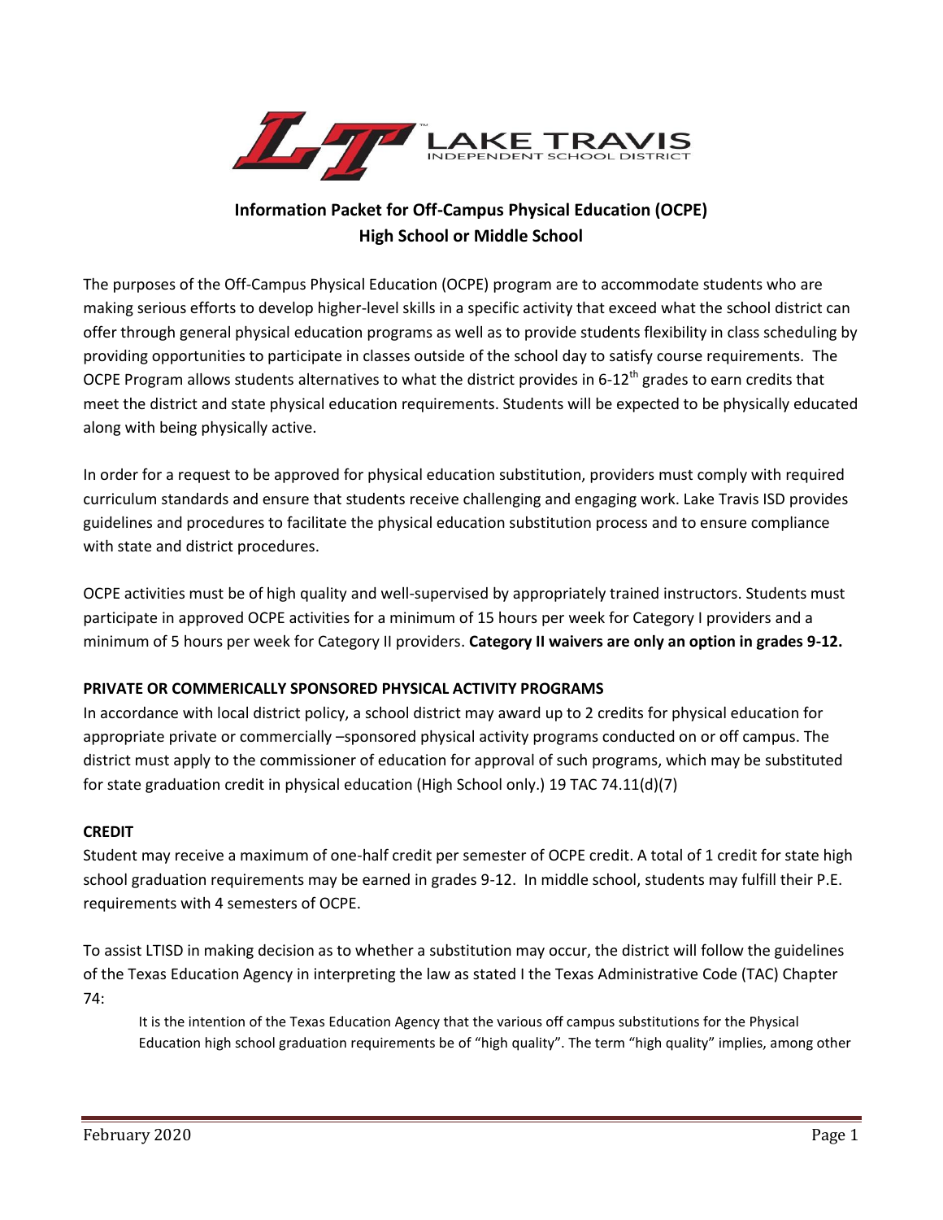LAKE TRAVIS
INDEPENDENT SCHOOL DISTRICT

# Information Packet for Off-Campus Physical Education (OCPE)
## High School or Middle School

The purposes of the Off-Campus Physical Education (OCPE) program are to accommodate students who are making serious efforts to develop higher-level skills in a specific activity that exceed what the school district can offer through general physical education programs as well as to provide students flexibility in class scheduling by providing opportunities to participate in classes outside of the school day to satisfy course requirements. The OCPE Program allows students alternatives to what the district provides in 6-12th grades to earn credits that meet the district and state physical education requirements. Students will be expected to be physically educated along with being physically active.

In order for a request to be approved for physical education substitution, providers must comply with required curriculum standards and ensure that students receive challenging and engaging work. Lake Travis ISD provides guidelines and procedures to facilitate the physical education substitution process and to ensure compliance with state and district procedures.

OCPE activities must be of high quality and well-supervised by appropriately trained instructors. Students must participate in approved OCPE activities for a minimum of 15 hours per week for Category I providers and a minimum of 5 hours per week for Category II providers. **Category II waivers are only an option in grades 9-12.**

**PRIVATE OR COMMERICALLY SPONSORED PHYSICAL ACTIVITY PROGRAMS**

In accordance with local district policy, a school district may award up to 2 credits for physical education for appropriate private or commercially –sponsored physical activity programs conducted on or off campus. The district must apply to the commissioner of education for approval of such programs, which may be substituted for state graduation credit in physical education (High School only.) 19 TAC 74.11(d)(7)

**CREDIT**

Student may receive a maximum of one-half credit per semester of OCPE credit. A total of 1 credit for state high school graduation requirements may be earned in grades 9-12. In middle school, students may fulfill their P.E. requirements with 4 semesters of OCPE.

To assist LTISD in making decision as to whether a substitution may occur, the district will follow the guidelines of the Texas Education Agency in interpreting the law as stated I the Texas Administrative Code (TAC) Chapter 74:

> It is the intention of the Texas Education Agency that the various off campus substitutions for the Physical Education high school graduation requirements be of "high quality". The term "high quality" implies, among other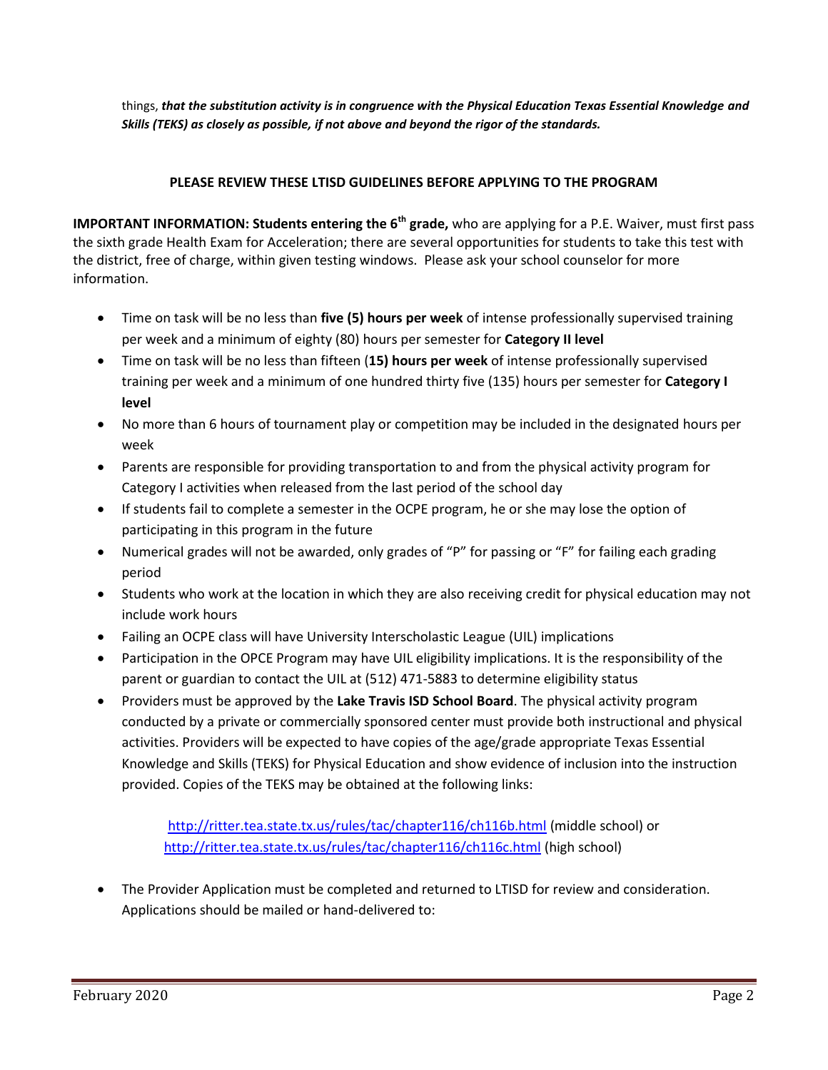things, ***that the substitution activity is in congruence with the Physical Education Texas Essential Knowledge and Skills (TEKS) as closely as possible, if not above and beyond the rigor of the standards.***

**PLEASE REVIEW THESE LTISD GUIDELINES BEFORE APPLYING TO THE PROGRAM**

**IMPORTANT INFORMATION: Students entering the 6th grade,** who are applying for a P.E. Waiver, must first pass the sixth grade Health Exam for Acceleration; there are several opportunities for students to take this test with the district, free of charge, within given testing windows. Please ask your school counselor for more information.

- Time on task will be no less than **five (5) hours per week** of intense professionally supervised training per week and a minimum of eighty (80) hours per semester for **Category II level**
- Time on task will be no less than fifteen (**15) hours per week** of intense professionally supervised training per week and a minimum of one hundred thirty five (135) hours per semester for **Category I level**
- No more than 6 hours of tournament play or competition may be included in the designated hours per week
- Parents are responsible for providing transportation to and from the physical activity program for Category I activities when released from the last period of the school day
- If students fail to complete a semester in the OCPE program, he or she may lose the option of participating in this program in the future
- Numerical grades will not be awarded, only grades of "P" for passing or "F" for failing each grading period
- Students who work at the location in which they are also receiving credit for physical education may not include work hours
- Failing an OCPE class will have University Interscholastic League (UIL) implications
- Participation in the OPCE Program may have UIL eligibility implications. It is the responsibility of the parent or guardian to contact the UIL at (512) 471-5883 to determine eligibility status
- Providers must be approved by the **Lake Travis ISD School Board**. The physical activity program conducted by a private or commercially sponsored center must provide both instructional and physical activities. Providers will be expected to have copies of the age/grade appropriate Texas Essential Knowledge and Skills (TEKS) for Physical Education and show evidence of inclusion into the instruction provided. Copies of the TEKS may be obtained at the following links:

  http://ritter.tea.state.tx.us/rules/tac/chapter116/ch116b.html (middle school) or
  http://ritter.tea.state.tx.us/rules/tac/chapter116/ch116c.html (high school)

- The Provider Application must be completed and returned to LTISD for review and consideration. Applications should be mailed or hand-delivered to: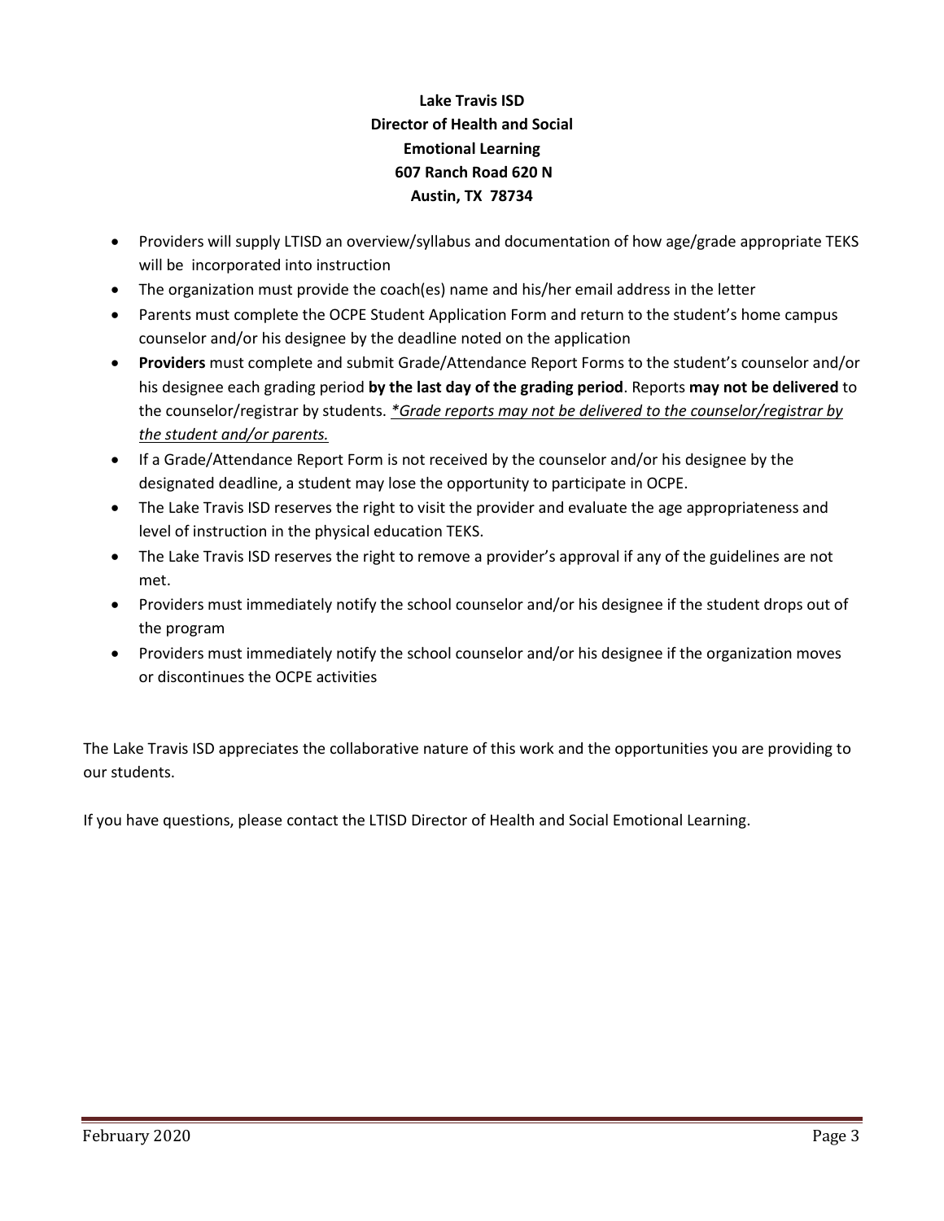**Lake Travis ISD**
**Director of Health and Social**
**Emotional Learning**
**607 Ranch Road 620 N**
**Austin, TX 78734**

- Providers will supply LTISD an overview/syllabus and documentation of how age/grade appropriate TEKS will be incorporated into instruction
- The organization must provide the coach(es) name and his/her email address in the letter
- Parents must complete the OCPE Student Application Form and return to the student's home campus counselor and/or his designee by the deadline noted on the application
- **Providers** must complete and submit Grade/Attendance Report Forms to the student's counselor and/or his designee each grading period **by the last day of the grading period**. Reports **may not be delivered** to the counselor/registrar by students. <u>*\*Grade reports may not be delivered to the counselor/registrar by the student and/or parents.*</u>
- If a Grade/Attendance Report Form is not received by the counselor and/or his designee by the designated deadline, a student may lose the opportunity to participate in OCPE.
- The Lake Travis ISD reserves the right to visit the provider and evaluate the age appropriateness and level of instruction in the physical education TEKS.
- The Lake Travis ISD reserves the right to remove a provider's approval if any of the guidelines are not met.
- Providers must immediately notify the school counselor and/or his designee if the student drops out of the program
- Providers must immediately notify the school counselor and/or his designee if the organization moves or discontinues the OCPE activities

The Lake Travis ISD appreciates the collaborative nature of this work and the opportunities you are providing to our students.

If you have questions, please contact the LTISD Director of Health and Social Emotional Learning.